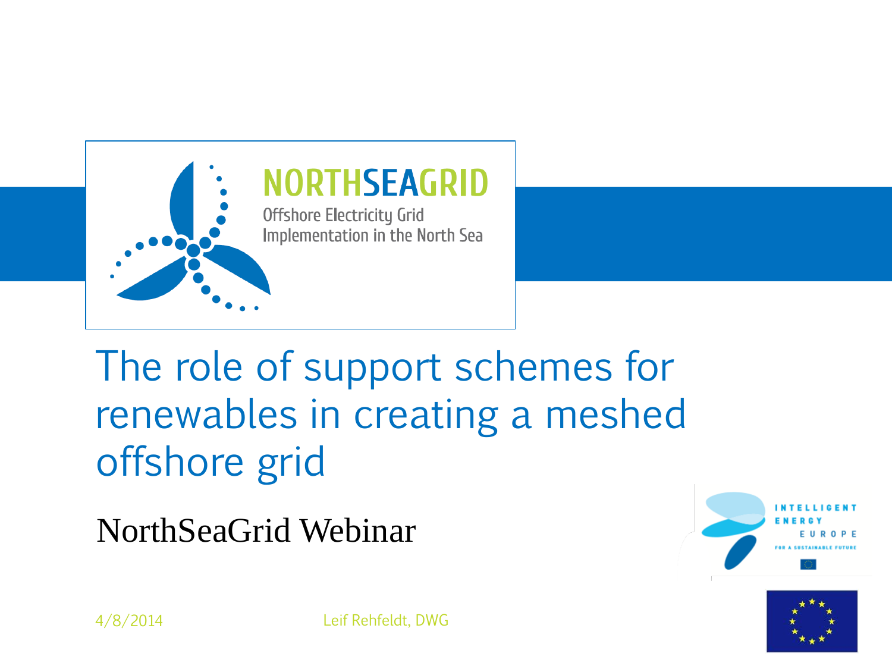NORTHSEAGRID

Offshore Electricity Grid Implementation in the North Sea

# The role of support schemes for renewables in creating a meshed offshore grid

NorthSeaGrid Webinar

4/8/2014

Leif Rehfeldt, DWG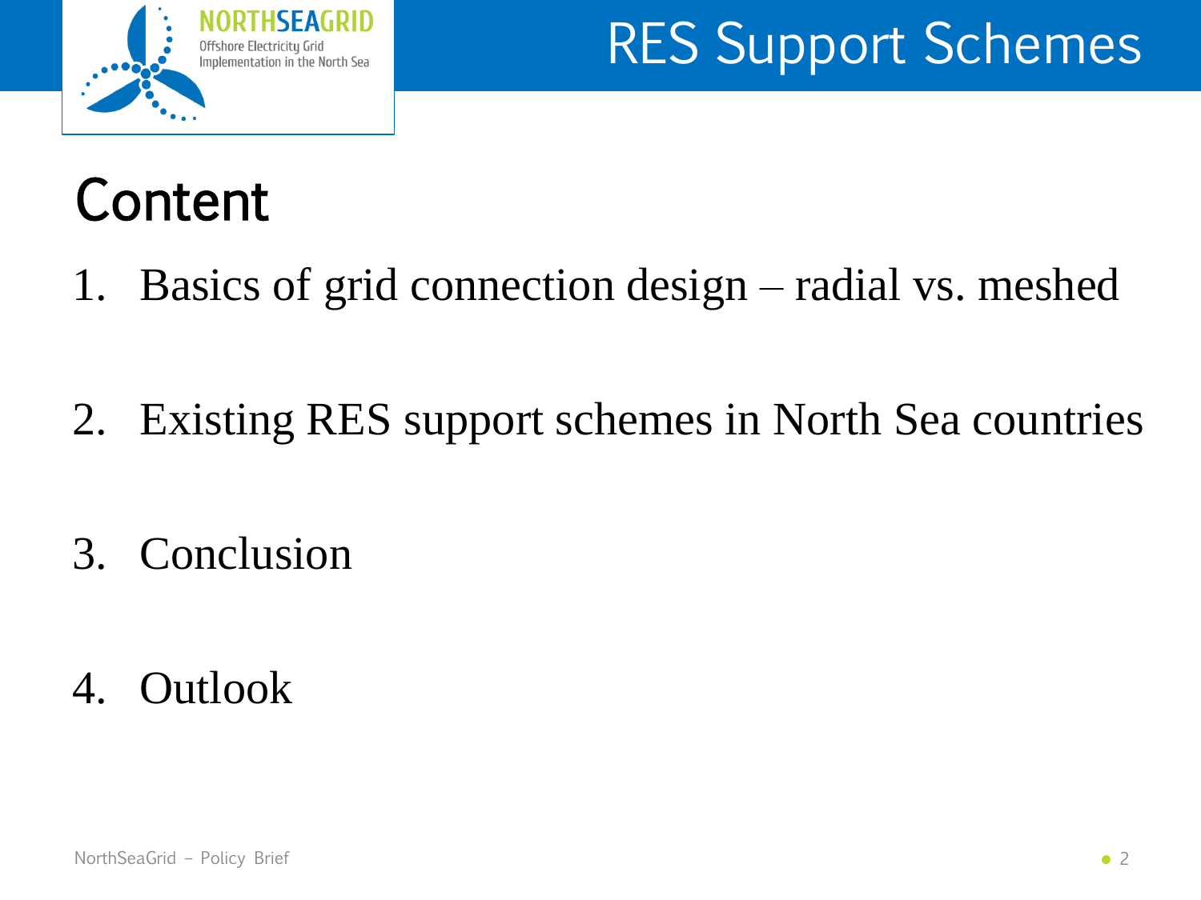# RES Support Schemes

## Content

1. Basics of grid connection design – radial vs. meshed
2. Existing RES support schemes in North Sea countries
3. Conclusion
4. Outlook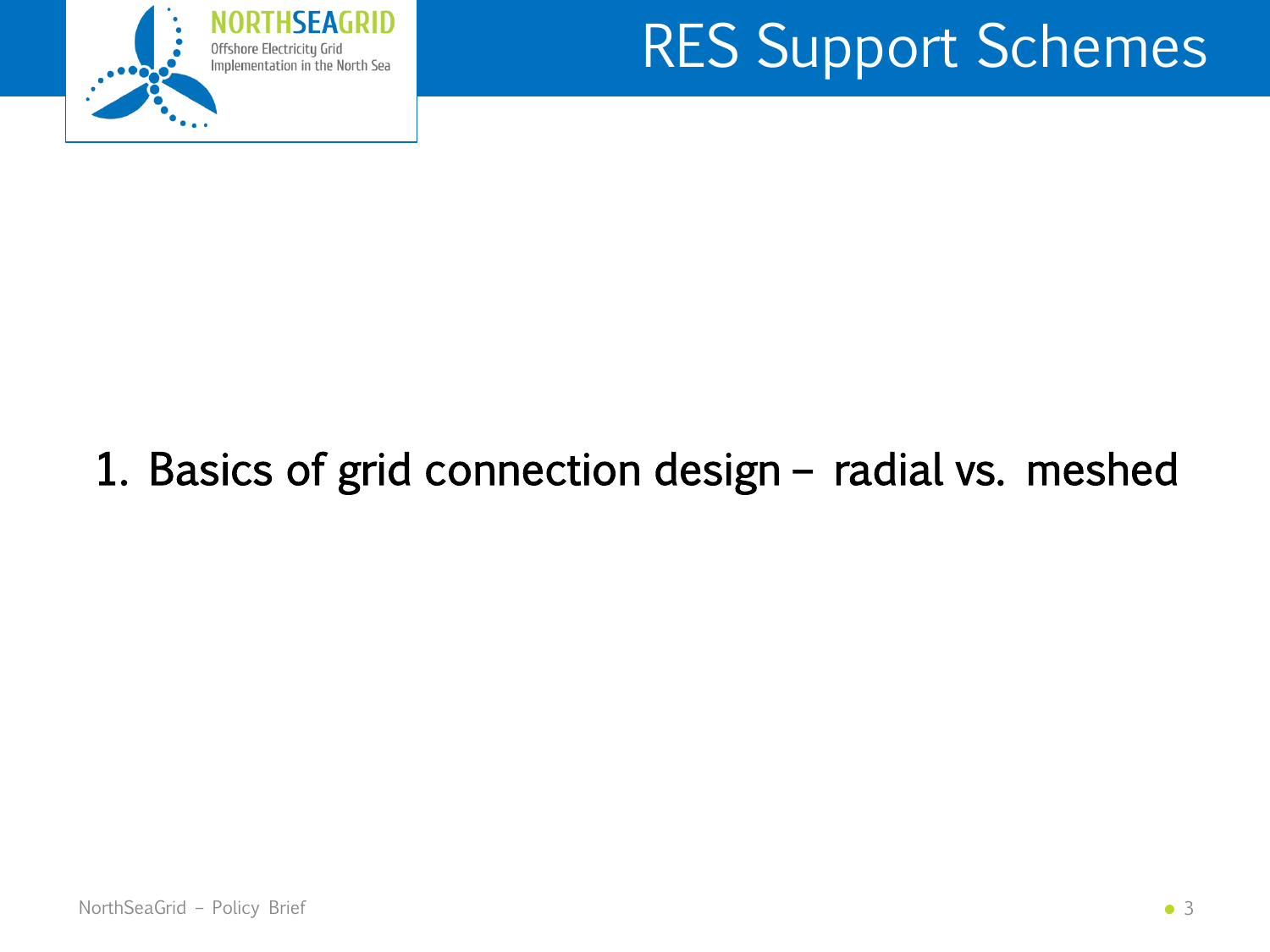# RES Support Schemes

1. Basics of grid connection design – radial vs. meshed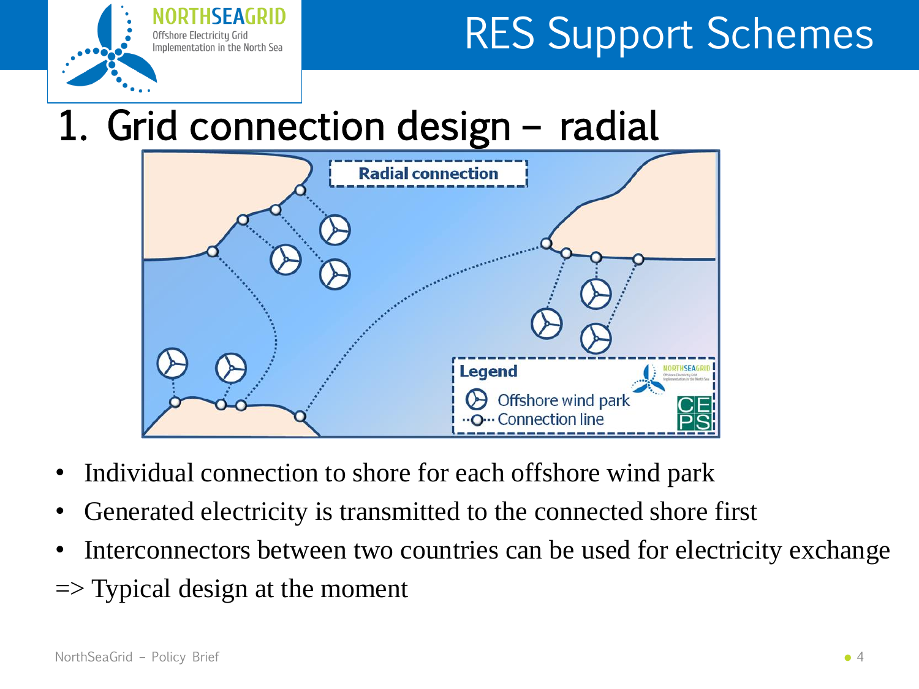# RES Support Schemes

## 1. Grid connection design – radial

- Individual connection to shore for each offshore wind park
- Generated electricity is transmitted to the connected shore first
- Interconnectors between two countries can be used for electricity exchange

=> Typical design at the moment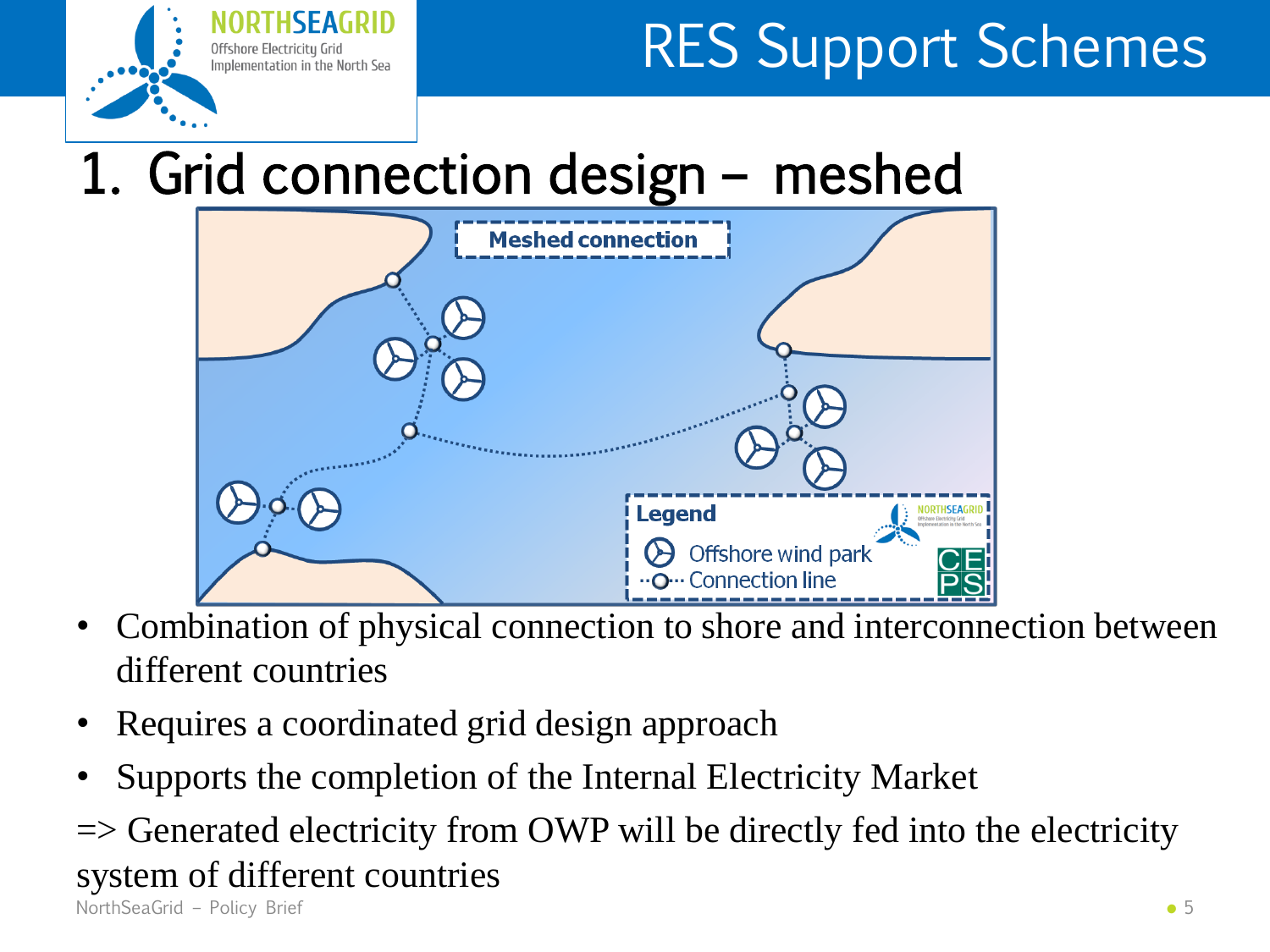# RES Support Schemes

## 1. Grid connection design – meshed

- Combination of physical connection to shore and interconnection between different countries
- Requires a coordinated grid design approach
- Supports the completion of the Internal Electricity Market

=> Generated electricity from OWP will be directly fed into the electricity system of different countries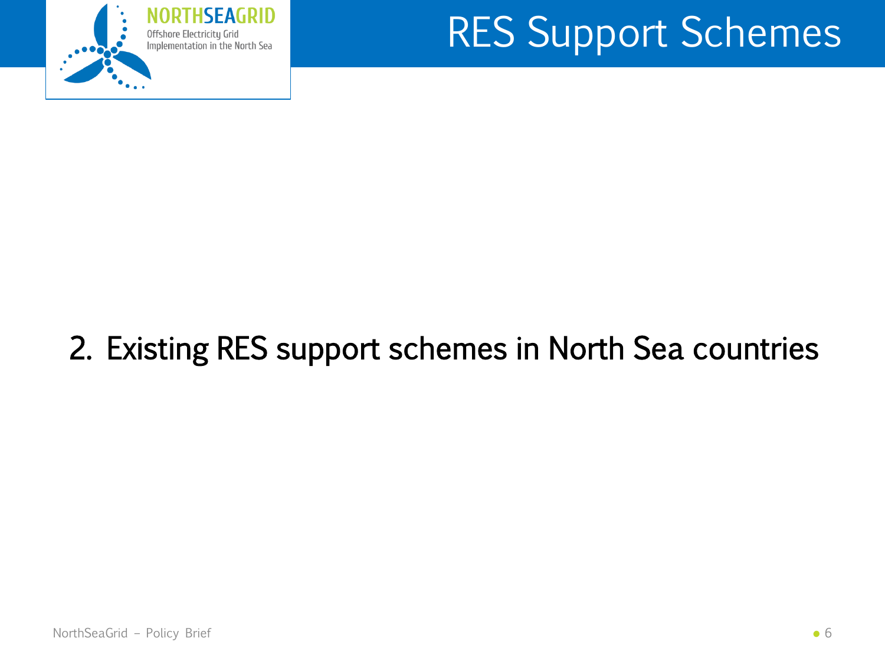# RES Support Schemes

## 2. Existing RES support schemes in North Sea countries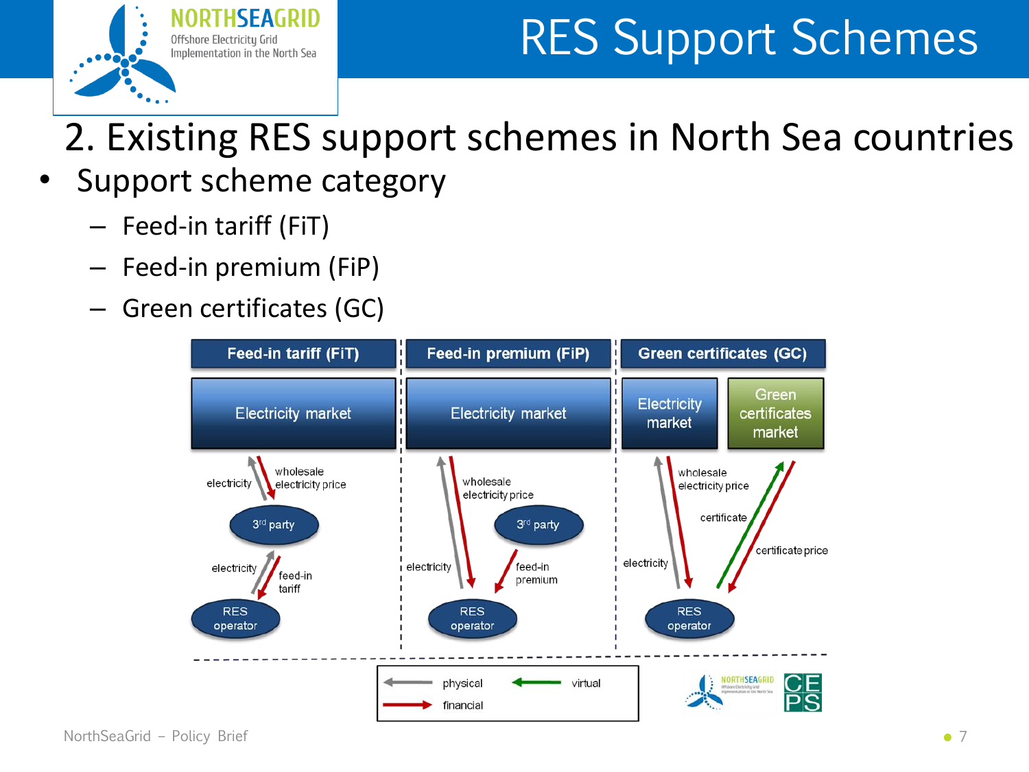# RES Support Schemes

## 2. Existing RES support schemes in North Sea countries

- Support scheme category
  - Feed-in tariff (FiT)
  - Feed-in premium (FiP)
  - Green certificates (GC)

| Feed-in tariff (FiT) | Feed-in premium (FiP) | Green certificates (GC) |
|---|---|---|
| Electricity market | Electricity market | Electricity market / Green certificates market |
| electricity ↑ / wholesale electricity price ↓ | electricity ↑ / wholesale electricity price ↓ | electricity ↑ / wholesale electricity price ↓ |
| 3rd party | 3rd party | certificate ↑ / certificate price ↓ |
| electricity ↑ / feed-in tariff ↓ | feed-in premium ↓ | |
| RES operator | RES operator | RES operator |

Legend: physical (grey arrow), virtual (green arrow), financial (red arrow)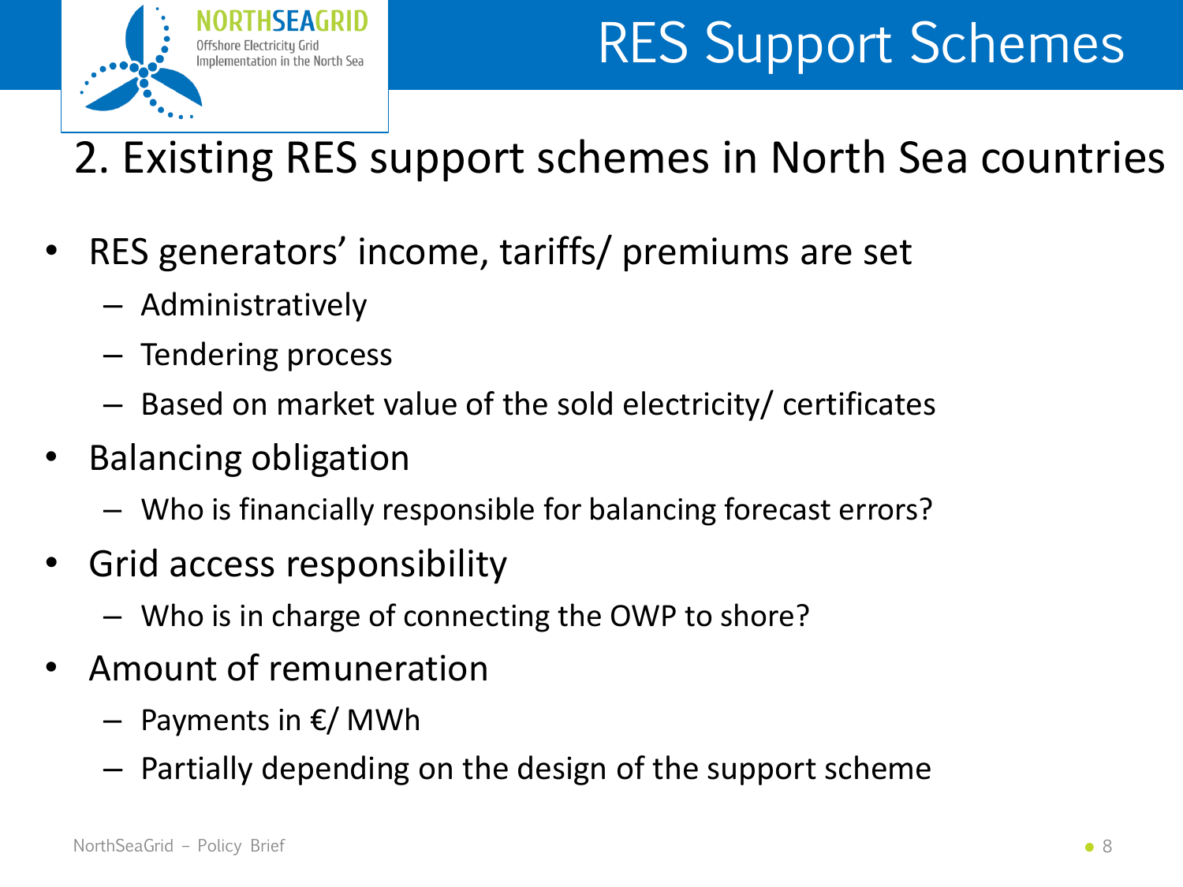# RES Support Schemes

## 2. Existing RES support schemes in North Sea countries

- RES generators' income, tariffs/ premiums are set
  - Administratively
  - Tendering process
  - Based on market value of the sold electricity/ certificates
- Balancing obligation
  - Who is financially responsible for balancing forecast errors?
- Grid access responsibility
  - Who is in charge of connecting the OWP to shore?
- Amount of remuneration
  - Payments in €/ MWh
  - Partially depending on the design of the support scheme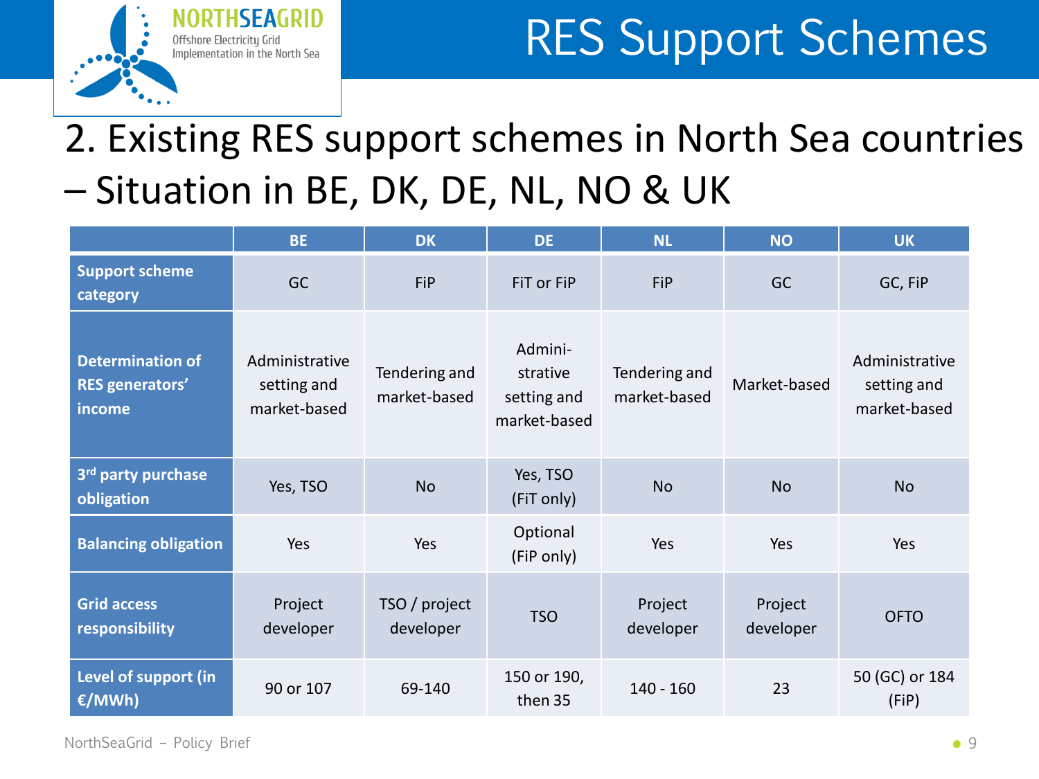# RES Support Schemes

## 2. Existing RES support schemes in North Sea countries – Situation in BE, DK, DE, NL, NO & UK

| | BE | DK | DE | NL | NO | UK |
|---|---|---|---|---|---|---|
| **Support scheme category** | GC | FiP | FiT or FiP | FiP | GC | GC, FiP |
| **Determination of RES generators' income** | Administrative setting and market-based | Tendering and market-based | Admini-strative setting and market-based | Tendering and market-based | Market-based | Administrative setting and market-based |
| **3rd party purchase obligation** | Yes, TSO | No | Yes, TSO (FiT only) | No | No | No |
| **Balancing obligation** | Yes | Yes | Optional (FiP only) | Yes | Yes | Yes |
| **Grid access responsibility** | Project developer | TSO / project developer | TSO | Project developer | Project developer | OFTO |
| **Level of support (in €/MWh)** | 90 or 107 | 69-140 | 150 or 190, then 35 | 140 - 160 | 23 | 50 (GC) or 184 (FiP) |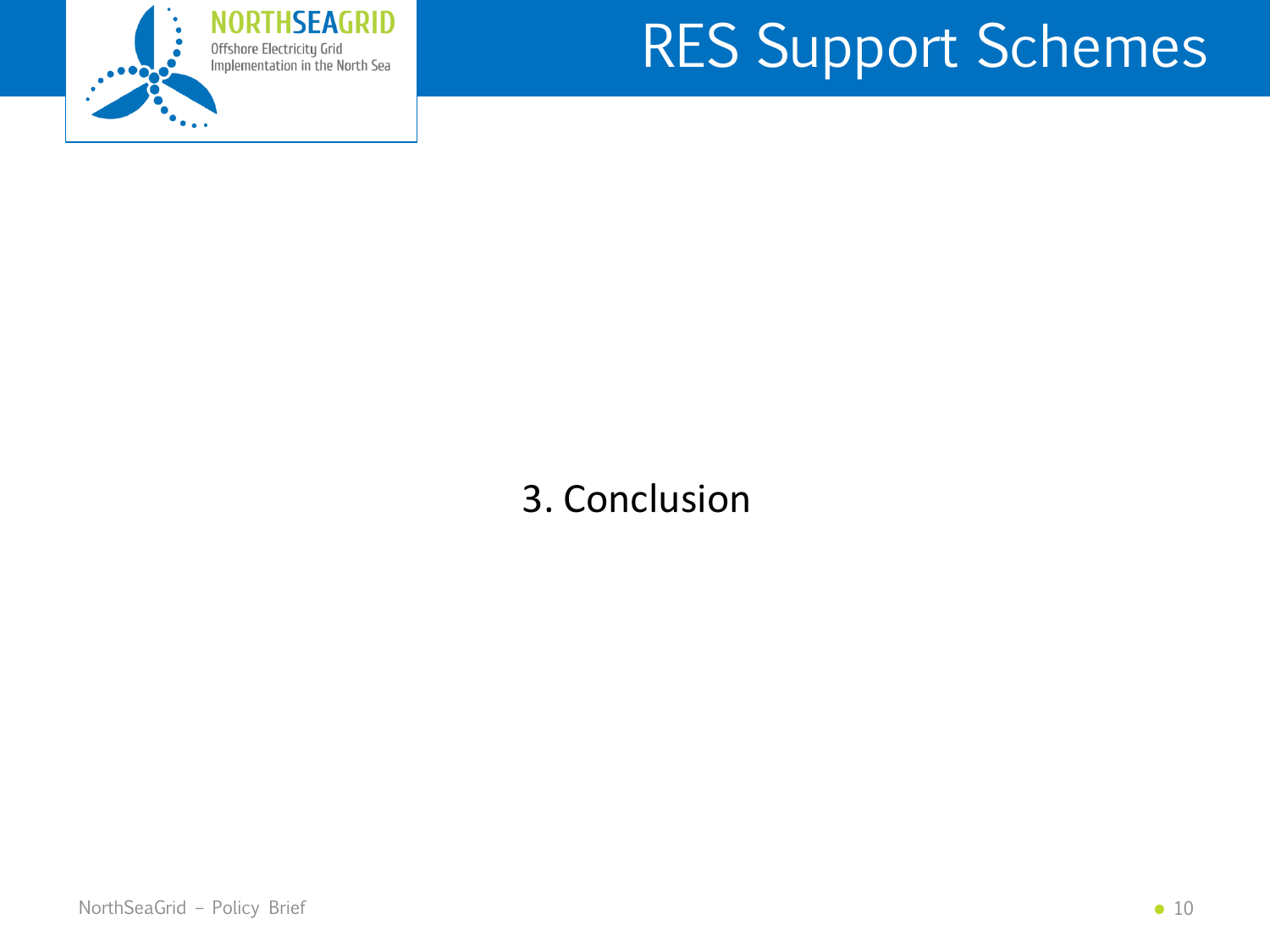# RES Support Schemes

## 3. Conclusion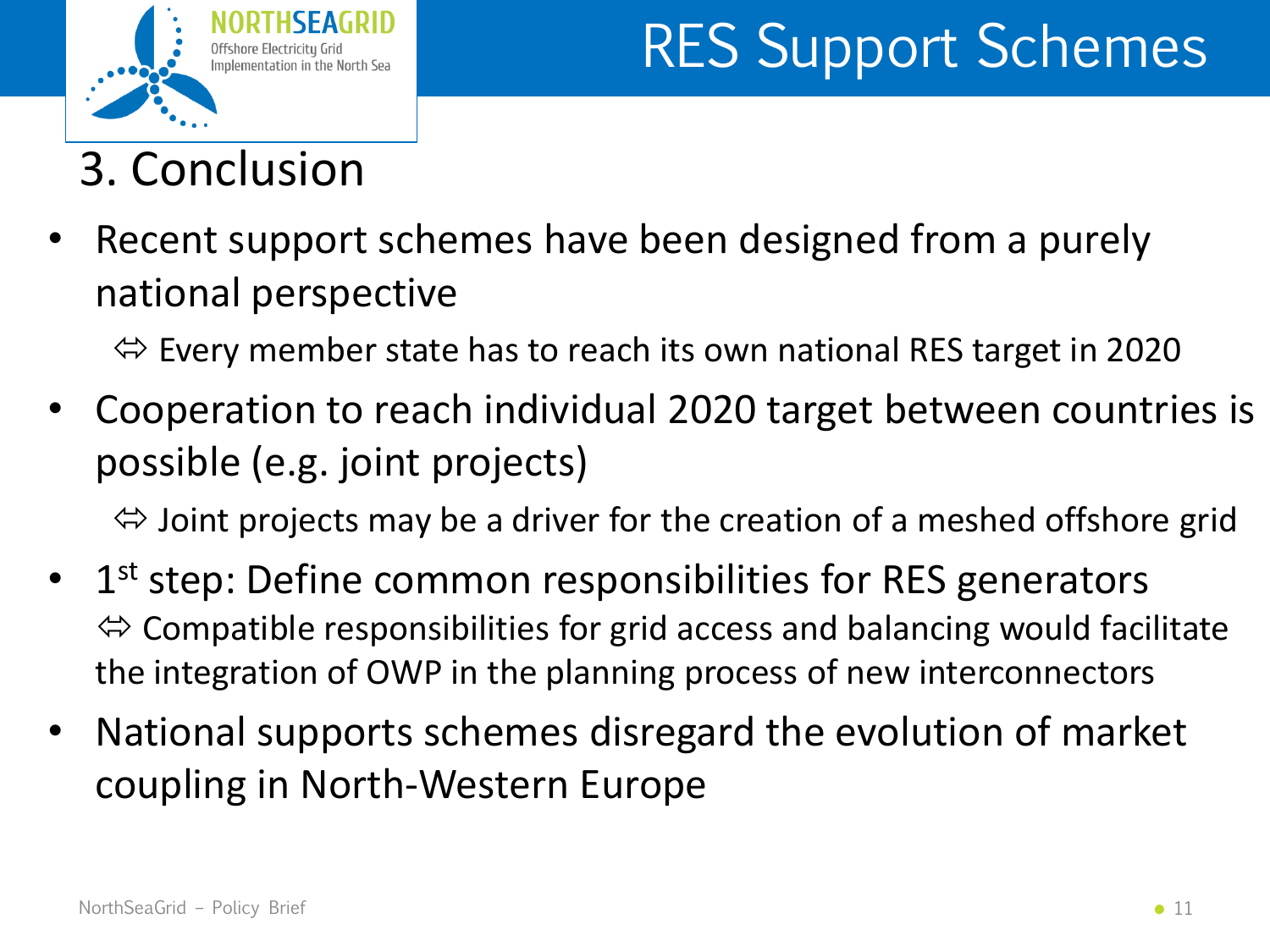# RES Support Schemes

## 3. Conclusion

- Recent support schemes have been designed from a purely national perspective

  ⇔ Every member state has to reach its own national RES target in 2020

- Cooperation to reach individual 2020 target between countries is possible (e.g. joint projects)

  ⇔ Joint projects may be a driver for the creation of a meshed offshore grid

- 1st step: Define common responsibilities for RES generators
  ⇔ Compatible responsibilities for grid access and balancing would facilitate the integration of OWP in the planning process of new interconnectors

- National supports schemes disregard the evolution of market coupling in North-Western Europe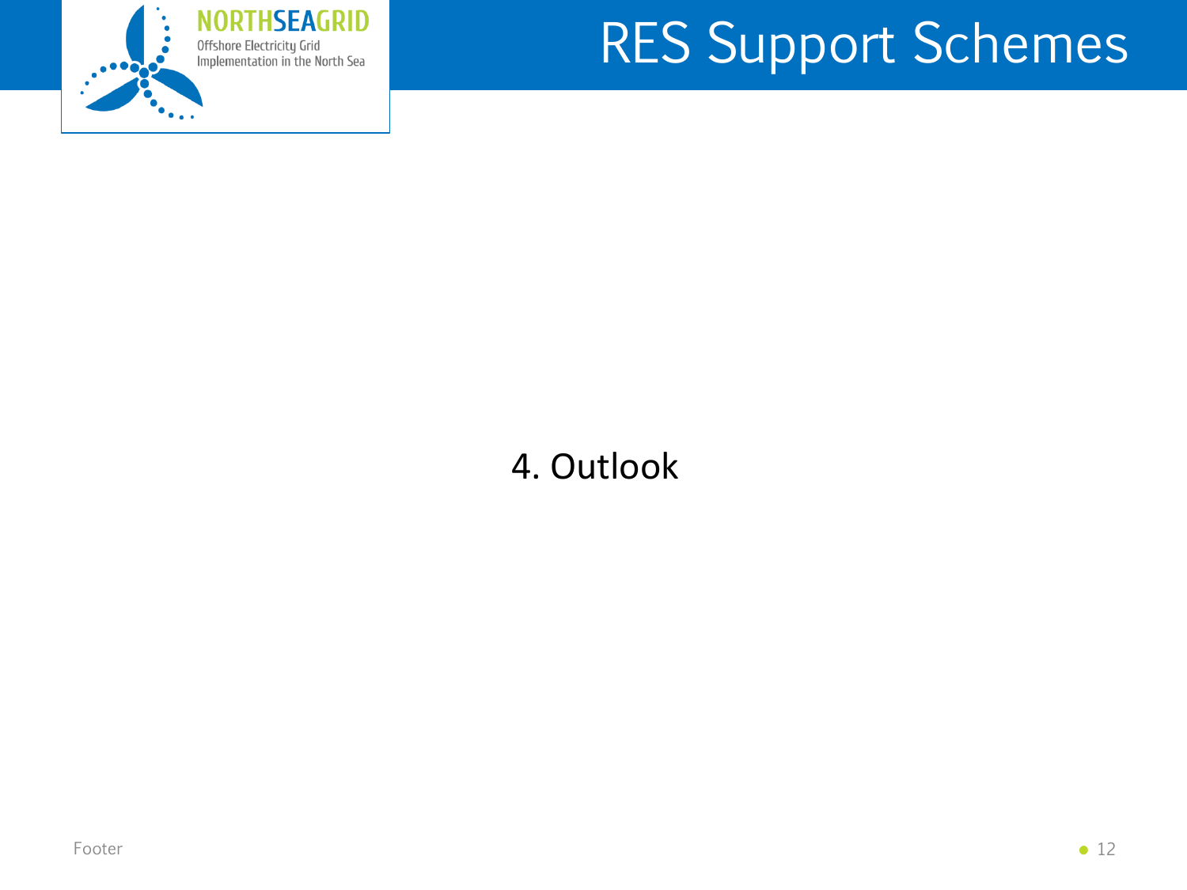# RES Support Schemes

## 4. Outlook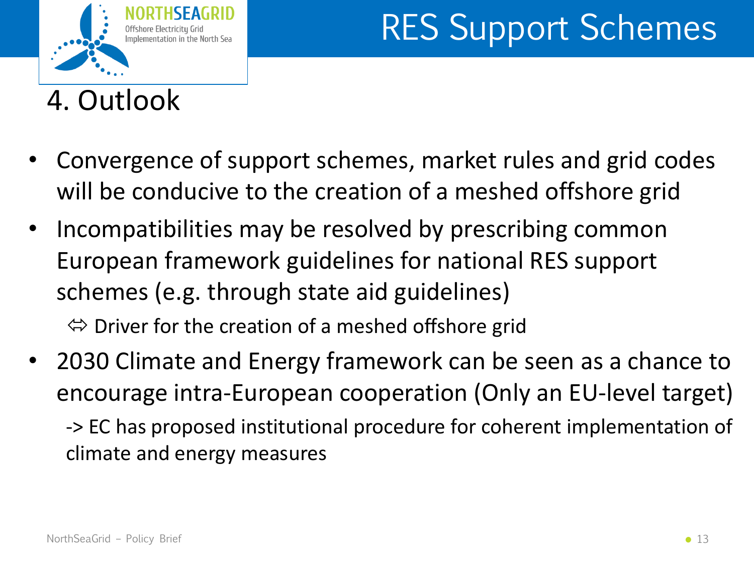# RES Support Schemes

## 4. Outlook

- Convergence of support schemes, market rules and grid codes will be conducive to the creation of a meshed offshore grid
- Incompatibilities may be resolved by prescribing common European framework guidelines for national RES support schemes (e.g. through state aid guidelines)

  ⇔ Driver for the creation of a meshed offshore grid
- 2030 Climate and Energy framework can be seen as a chance to encourage intra-European cooperation (Only an EU-level target)

  -> EC has proposed institutional procedure for coherent implementation of climate and energy measures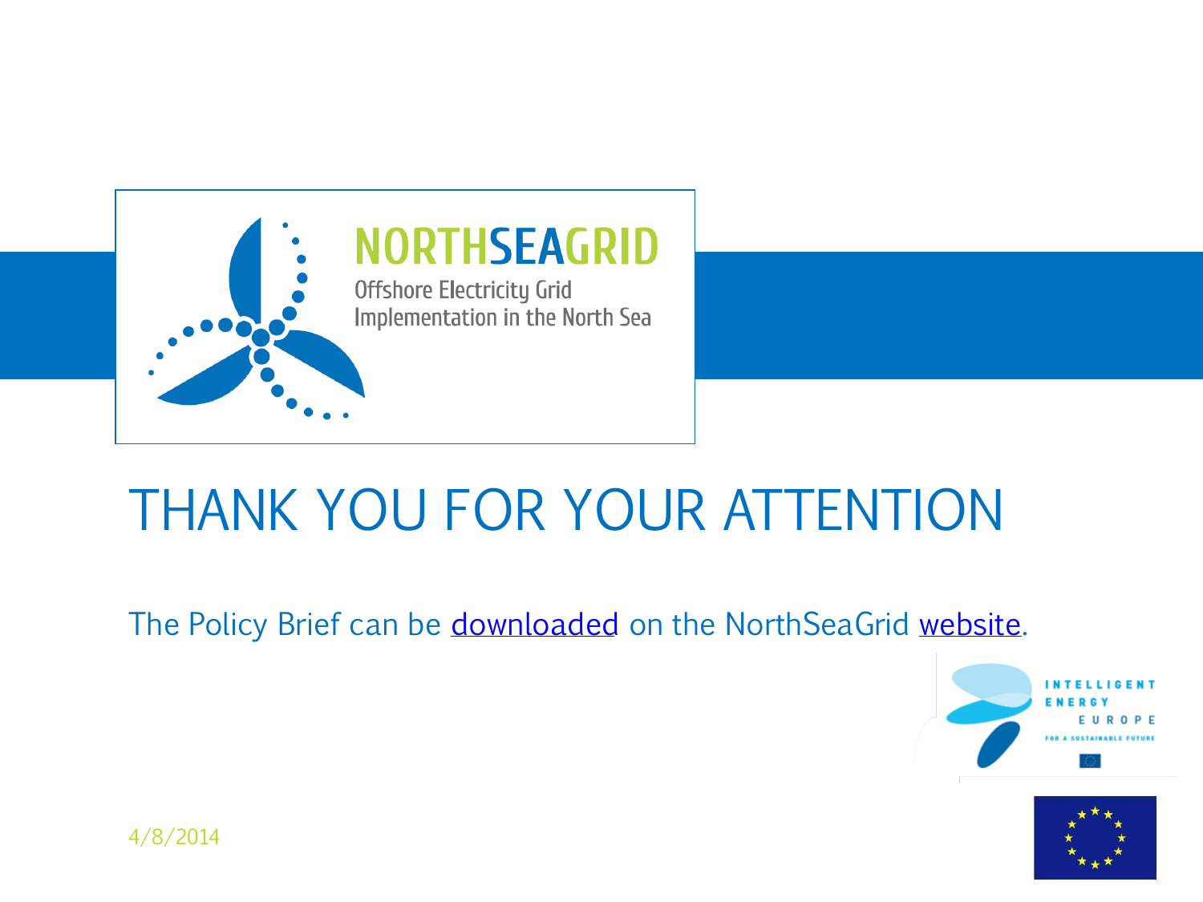NORTHSEAGRID

Offshore Electricity Grid Implementation in the North Sea

# THANK YOU FOR YOUR ATTENTION

The Policy Brief can be downloaded on the NorthSeaGrid website.

INTELLIGENT ENERGY EUROPE

FOR A SUSTAINABLE FUTURE

4/8/2014